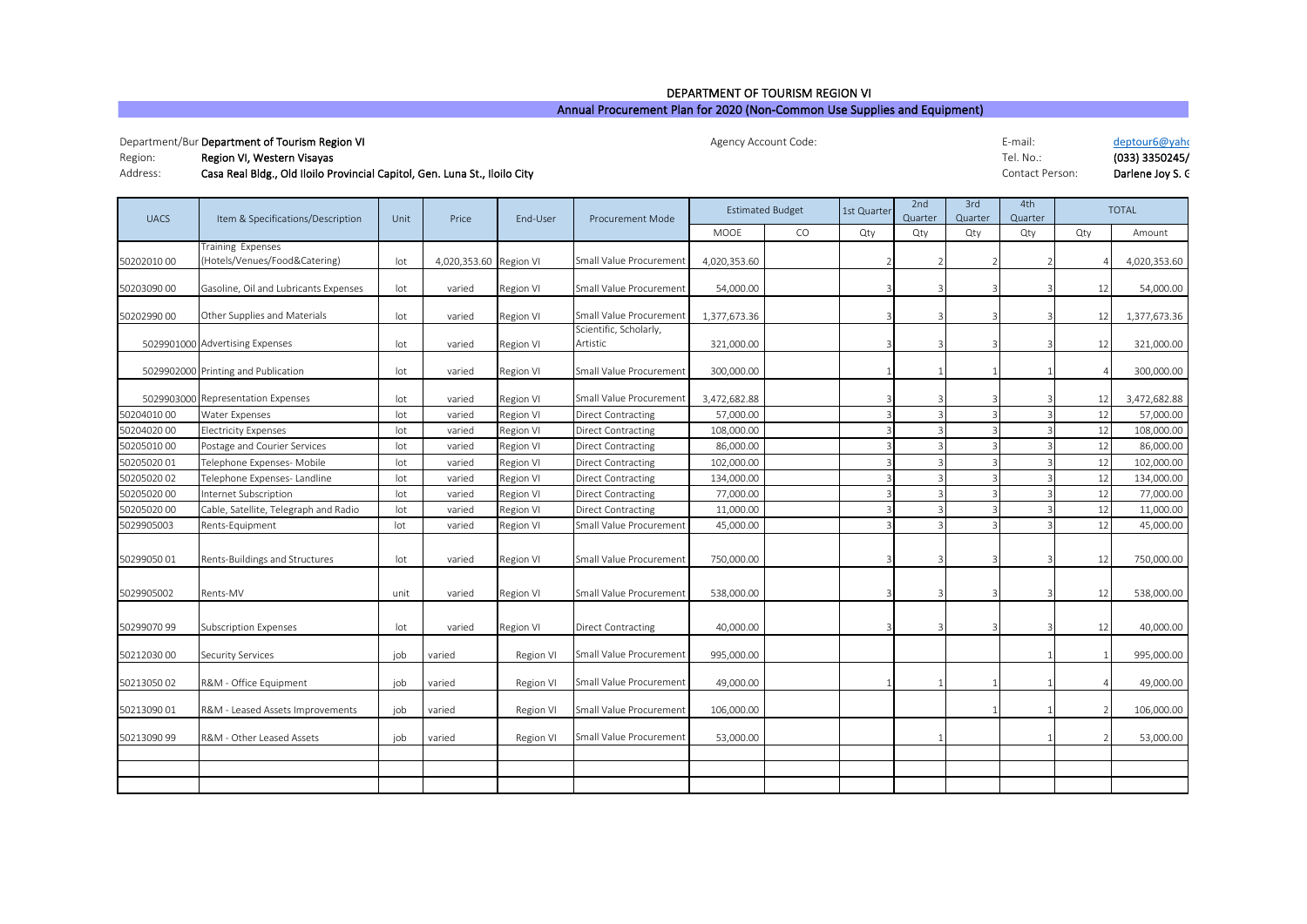# DEPARTMENT OF TOURISM REGION VI

## Annual Procurement Plan for 2020 (Non-Common Use Supplies and Equipment)

Department/Bur **Department of Tourism Region VI**
Region: **Region VI, Western Visayas**
Address: **Casa Real Bldg., Old Iloilo Provincial Capitol, Gen. Luna St., Iloilo City**

Agency Account Code:

E-mail: deptour6@yah
Tel. No.: **(033) 3350245/**
Contact Person: **Darlene Joy S. G**

| UACS | Item & Specifications/Description | Unit | Price | End-User | Procurement Mode | Estimated Budget | | 1st Quarter | 2nd Quarter | 3rd Quarter | 4th Quarter | TOTAL | |
|---|---|---|---|---|---|---|---|---|---|---|---|---|---|
| | | | | | | MOOE | CO | Qty | Qty | Qty | Qty | Qty | Amount |
| 50202010 00 | Training Expenses (Hotels/Venues/Food&Catering) | lot | 4,020,353.60 | Region VI | Small Value Procurement | 4,020,353.60 | | 2 | 2 | 2 | 2 | 4 | 4,020,353.60 |
| 50203090 00 | Gasoline, Oil and Lubricants Expenses | lot | varied | Region VI | Small Value Procurement | 54,000.00 | | 3 | 3 | 3 | 3 | 12 | 54,000.00 |
| 50202990 00 | Other Supplies and Materials | lot | varied | Region VI | Small Value Procurement | 1,377,673.36 | | 3 | 3 | 3 | 3 | 12 | 1,377,673.36 |
| 5029901000 | Advertising Expenses | lot | varied | Region VI | Scientific, Scholarly, Artistic | 321,000.00 | | 3 | 3 | 3 | 3 | 12 | 321,000.00 |
| 5029902000 | Printing and Publication | lot | varied | Region VI | Small Value Procurement | 300,000.00 | | 1 | 1 | 1 | 1 | 4 | 300,000.00 |
| 5029903000 | Representation Expenses | lot | varied | Region VI | Small Value Procurement | 3,472,682.88 | | 3 | 3 | 3 | 3 | 12 | 3,472,682.88 |
| 50204010 00 | Water Expenses | lot | varied | Region VI | Direct Contracting | 57,000.00 | | 3 | 3 | 3 | 3 | 12 | 57,000.00 |
| 50204020 00 | Electricity Expenses | lot | varied | Region VI | Direct Contracting | 108,000.00 | | 3 | 3 | 3 | 3 | 12 | 108,000.00 |
| 50205010 00 | Postage and Courier Services | lot | varied | Region VI | Direct Contracting | 86,000.00 | | 3 | 3 | 3 | 3 | 12 | 86,000.00 |
| 50205020 01 | Telephone Expenses- Mobile | lot | varied | Region VI | Direct Contracting | 102,000.00 | | 3 | 3 | 3 | 3 | 12 | 102,000.00 |
| 50205020 02 | Telephone Expenses- Landline | lot | varied | Region VI | Direct Contracting | 134,000.00 | | 3 | 3 | 3 | 3 | 12 | 134,000.00 |
| 50205020 00 | Internet Subscription | lot | varied | Region VI | Direct Contracting | 77,000.00 | | 3 | 3 | 3 | 3 | 12 | 77,000.00 |
| 50205020 00 | Cable, Satellite, Telegraph and Radio | lot | varied | Region VI | Direct Contracting | 11,000.00 | | 3 | 3 | 3 | 3 | 12 | 11,000.00 |
| 5029905003 | Rents-Equipment | lot | varied | Region VI | Small Value Procurement | 45,000.00 | | 3 | 3 | 3 | 3 | 12 | 45,000.00 |
| 50299050 01 | Rents-Buildings and Structures | lot | varied | Region VI | Small Value Procurement | 750,000.00 | | 3 | 3 | 3 | 3 | 12 | 750,000.00 |
| 5029905002 | Rents-MV | unit | varied | Region VI | Small Value Procurement | 538,000.00 | | 3 | 3 | 3 | 3 | 12 | 538,000.00 |
| 50299070 99 | Subscription Expenses | lot | varied | Region VI | Direct Contracting | 40,000.00 | | 3 | 3 | 3 | 3 | 12 | 40,000.00 |
| 50212030 00 | Security Services | job | varied | Region VI | Small Value Procurement | 995,000.00 | | | | | 1 | 1 | 995,000.00 |
| 50213050 02 | R&M - Office Equipment | job | varied | Region VI | Small Value Procurement | 49,000.00 | | 1 | 1 | 1 | 1 | 4 | 49,000.00 |
| 50213090 01 | R&M - Leased Assets Improvements | job | varied | Region VI | Small Value Procurement | 106,000.00 | | | | 1 | 1 | 2 | 106,000.00 |
| 50213090 99 | R&M - Other Leased Assets | job | varied | Region VI | Small Value Procurement | 53,000.00 | | | 1 | | 1 | 2 | 53,000.00 |
| | | | | | | | | | | | | | |
| | | | | | | | | | | | | | |
| | | | | | | | | | | | | | |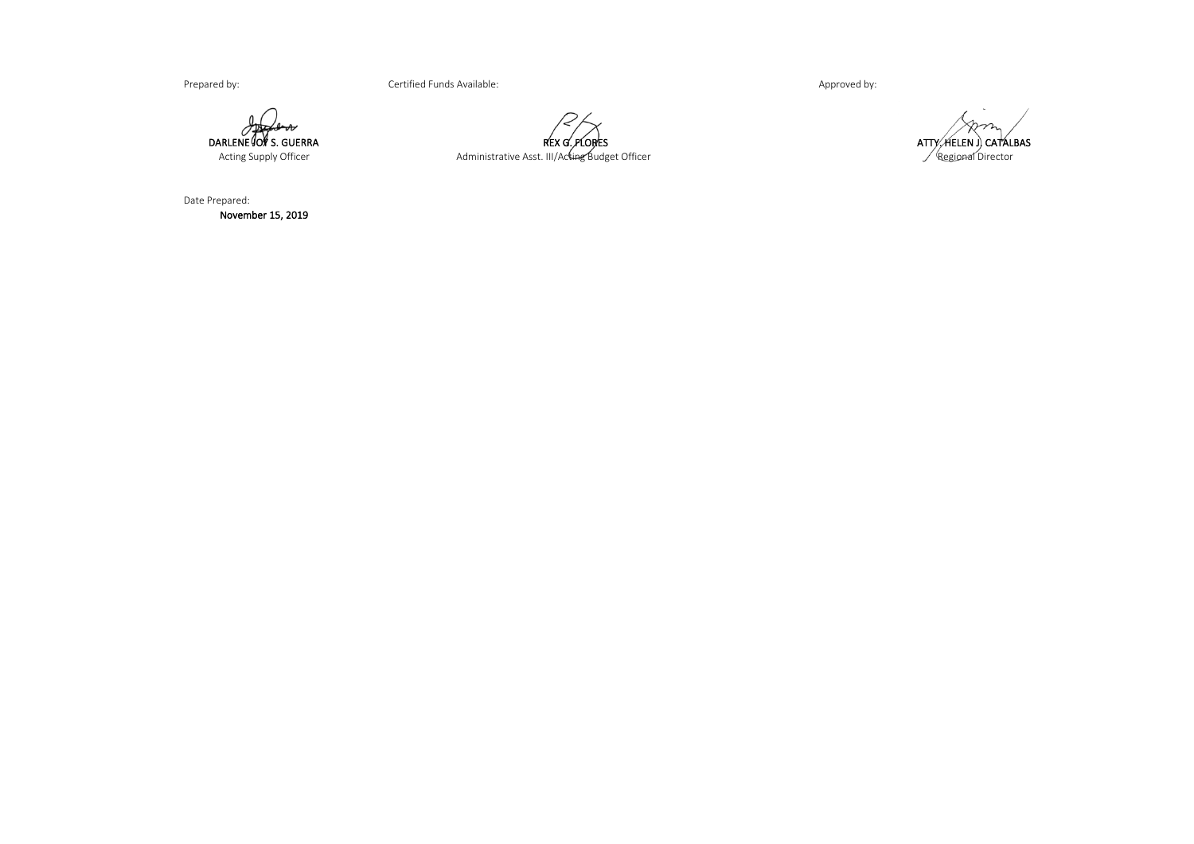| Prepared by: | Certified Funds Available: | Approved by: |
|---|---|---|
| **DARLENE JOY S. GUERRA** | **REX G. FLORES** | **ATTY. HELEN J. CATALBAS** |
| Acting Supply Officer | Administrative Asst. III/Acting Budget Officer | Regional Director |

Date Prepared:

**November 15, 2019**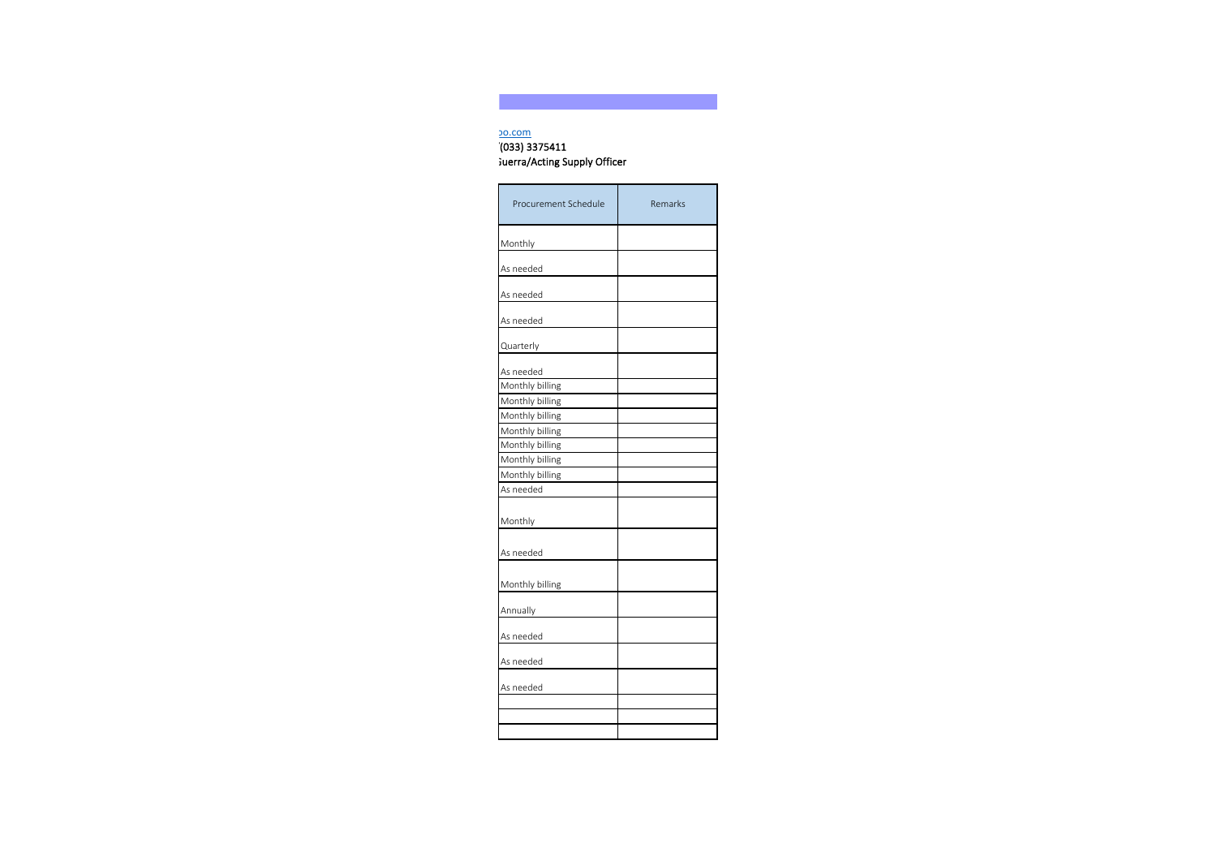ɔo.com
'(033) 3375411
;uerra/Acting Supply Officer

| Procurement Schedule | Remarks |
|---|---|
| Monthly | |
| As needed | |
| As needed | |
| As needed | |
| Quarterly | |
| As needed | |
| Monthly billing | |
| Monthly billing | |
| Monthly billing | |
| Monthly billing | |
| Monthly billing | |
| Monthly billing | |
| Monthly billing | |
| As needed | |
| Monthly | |
| As needed | |
| Monthly billing | |
| Annually | |
| As needed | |
| As needed | |
| As needed | |
| | |
| | |
| | |